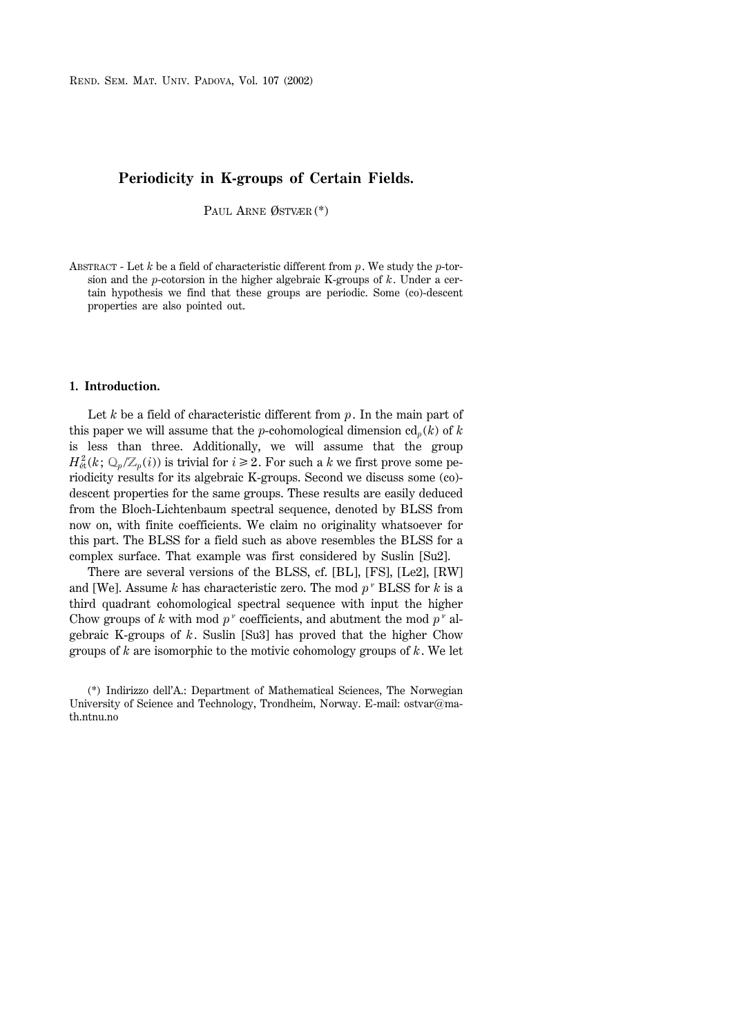# Periodicity in K-groups of Certain Fields.

PAUL ARNE ØSTVÆR (*)

ABSTRACT - Let $k$ be a field of characteristic different from $p$. We study the $p$-torsion and the $p$-cotorsion in the higher algebraic K-groups of $k$. Under a certain hypothesis we find that these groups are periodic. Some (co)-descent properties are also pointed out.

## 1. Introduction.

Let $k$ be a field of characteristic different from $p$. In the main part of this paper we will assume that the $p$-cohomological dimension $\mathrm{cd}_p(k)$ of $k$ is less than three. Additionally, we will assume that the group $H^2_{\text{ét}}(k; \mathbb{Q}_p/\mathbb{Z}_p(i))$ is trivial for $i \geq 2$. For such a $k$ we first prove some periodicity results for its algebraic K-groups. Second we discuss some (co)-descent properties for the same groups. These results are easily deduced from the Bloch-Lichtenbaum spectral sequence, denoted by BLSS from now on, with finite coefficients. We claim no originality whatsoever for this part. The BLSS for a field such as above resembles the BLSS for a complex surface. That example was first considered by Suslin [Su2].

There are several versions of the BLSS, cf. [BL], [FS], [Le2], [RW] and [We]. Assume $k$ has characteristic zero. The mod $p^\nu$ BLSS for $k$ is a third quadrant cohomological spectral sequence with input the higher Chow groups of $k$ with mod $p^\nu$ coefficients, and abutment the mod $p^\nu$ algebraic K-groups of $k$. Suslin [Su3] has proved that the higher Chow groups of $k$ are isomorphic to the motivic cohomology groups of $k$. We let

(*) Indirizzo dell'A.: Department of Mathematical Sciences, The Norwegian University of Science and Technology, Trondheim, Norway. E-mail: ostvar@math.ntnu.no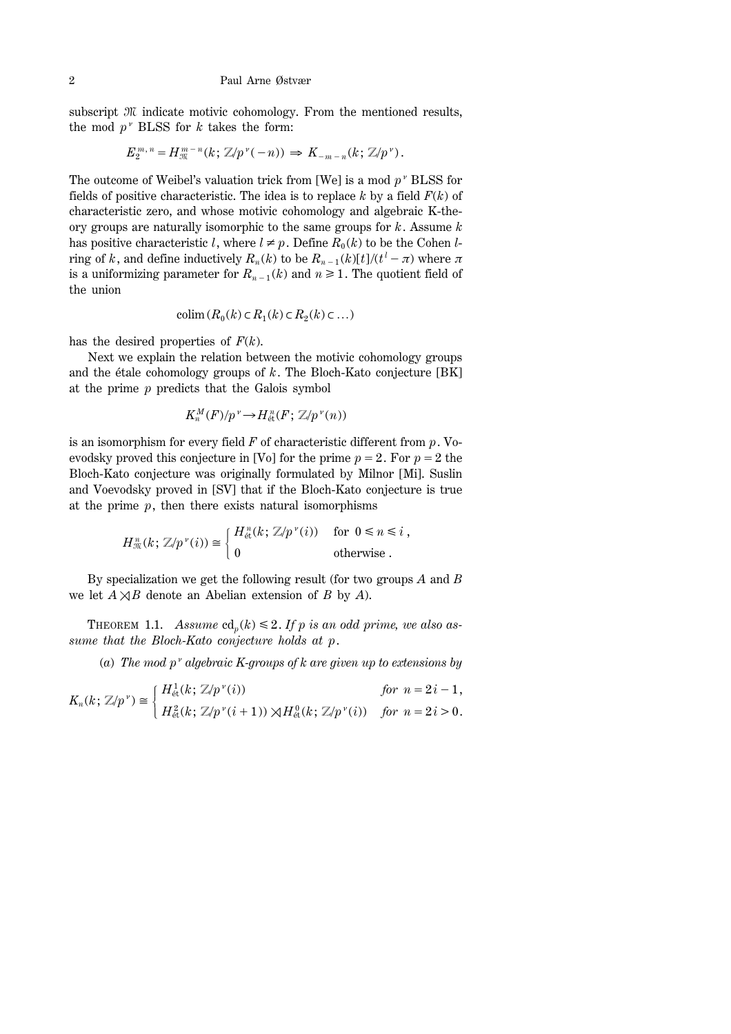subscript $\mathcal{M}$ indicate motivic cohomology. From the mentioned results, the mod $p^\nu$ BLSS for $k$ takes the form:

$$E_2^{m,n} = H_{\mathcal{M}}^{m-n}(k; \mathbb{Z}/p^\nu(-n)) \Rightarrow K_{-m-n}(k; \mathbb{Z}/p^\nu).$$

The outcome of Weibel's valuation trick from [We] is a mod $p^\nu$ BLSS for fields of positive characteristic. The idea is to replace $k$ by a field $F(k)$ of characteristic zero, and whose motivic cohomology and algebraic K-theory groups are naturally isomorphic to the same groups for $k$. Assume $k$ has positive characteristic $l$, where $l \neq p$. Define $R_0(k)$ to be the Cohen $l$-ring of $k$, and define inductively $R_n(k)$ to be $R_{n-1}(k)[t]/(t^l - \pi)$ where $\pi$ is a uniformizing parameter for $R_{n-1}(k)$ and $n \geq 1$. The quotient field of the union

$$\operatorname{colim}(R_0(k) \subset R_1(k) \subset R_2(k) \subset \ldots)$$

has the desired properties of $F(k)$.

Next we explain the relation between the motivic cohomology groups and the étale cohomology groups of $k$. The Bloch-Kato conjecture [BK] at the prime $p$ predicts that the Galois symbol

$$K_n^M(F)/p^\nu \to H_{\text{ét}}^n(F; \mathbb{Z}/p^\nu(n))$$

is an isomorphism for every field $F$ of characteristic different from $p$. Voevodsky proved this conjecture in [Vo] for the prime $p = 2$. For $p = 2$ the Bloch-Kato conjecture was originally formulated by Milnor [Mi]. Suslin and Voevodsky proved in [SV] that if the Bloch-Kato conjecture is true at the prime $p$, then there exists natural isomorphisms

$$H_{\mathcal{M}}^n(k; \mathbb{Z}/p^\nu(i)) \cong \begin{cases} H_{\text{ét}}^n(k; \mathbb{Z}/p^\nu(i)) & \text{for } 0 \leq n \leq i, \\ 0 & \text{otherwise}. \end{cases}$$

By specialization we get the following result (for two groups $A$ and $B$ we let $A \rtimes B$ denote an Abelian extension of $B$ by $A$).

THEOREM 1.1. *Assume* $\operatorname{cd}_p(k) \leq 2$. *If $p$ is an odd prime, we also assume that the Bloch-Kato conjecture holds at $p$.*

(*a*) *The mod $p^\nu$ algebraic K-groups of $k$ are given up to extensions by*

$$K_n(k; \mathbb{Z}/p^\nu) \cong \begin{cases} H_{\text{ét}}^1(k; \mathbb{Z}/p^\nu(i)) & \text{for } n = 2i-1, \\ H_{\text{ét}}^2(k; \mathbb{Z}/p^\nu(i+1)) \rtimes H_{\text{ét}}^0(k; \mathbb{Z}/p^\nu(i)) & \text{for } n = 2i > 0. \end{cases}$$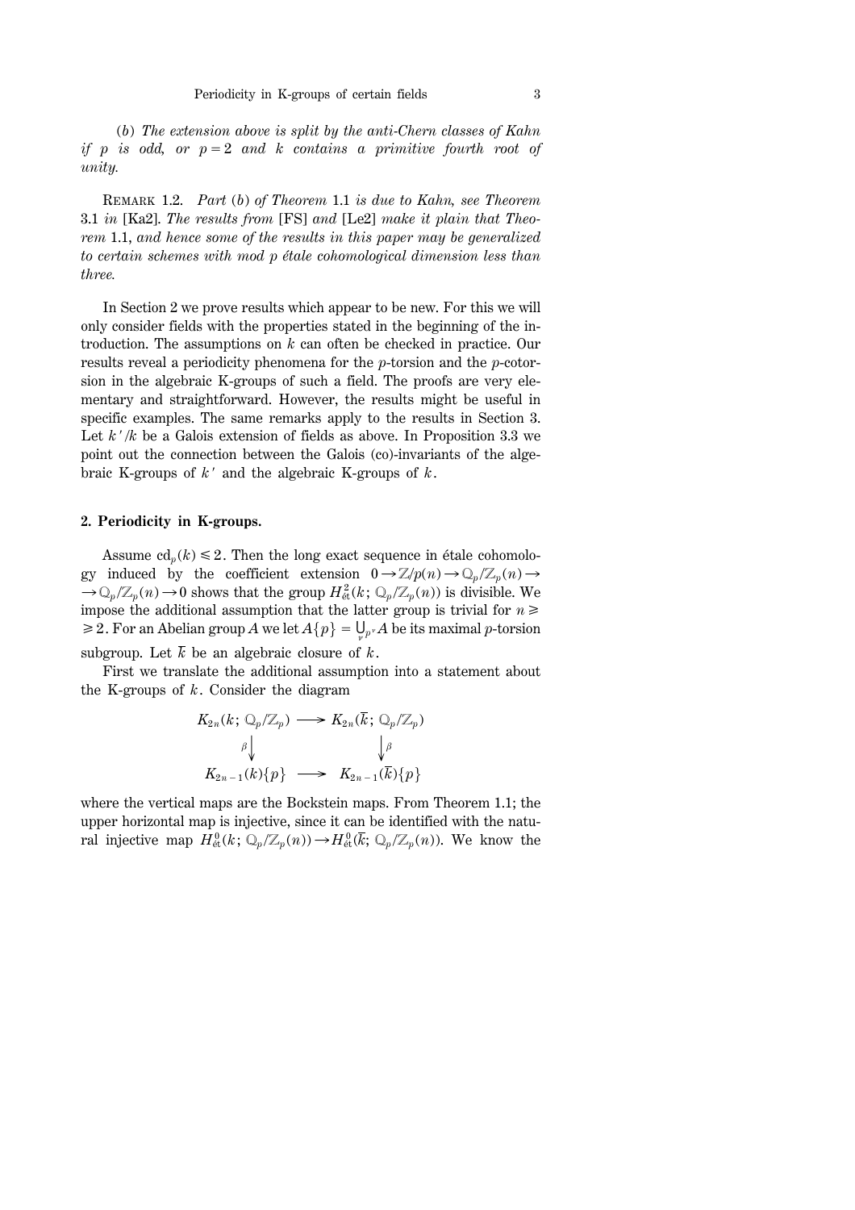(*b*) *The extension above is split by the anti-Chern classes of Kahn if $p$ is odd, or $p=2$ and $k$ contains a primitive fourth root of unity.*

REMARK 1.2. *Part* (*b*) *of Theorem* 1.1 *is due to Kahn, see Theorem* 3.1 *in* [Ka2]. *The results from* [FS] *and* [Le2] *make it plain that Theorem* 1.1, *and hence some of the results in this paper may be generalized to certain schemes with mod p étale cohomological dimension less than three.*

In Section 2 we prove results which appear to be new. For this we will only consider fields with the properties stated in the beginning of the introduction. The assumptions on $k$ can often be checked in practice. Our results reveal a periodicity phenomena for the $p$-torsion and the $p$-cotorsion in the algebraic K-groups of such a field. The proofs are very elementary and straightforward. However, the results might be useful in specific examples. The same remarks apply to the results in Section 3. Let $k'/k$ be a Galois extension of fields as above. In Proposition 3.3 we point out the connection between the Galois (co)-invariants of the algebraic K-groups of $k'$ and the algebraic K-groups of $k$.

## 2. Periodicity in K-groups.

Assume $\mathrm{cd}_p(k) \leq 2$. Then the long exact sequence in étale cohomology induced by the coefficient extension $0 \to \mathbb{Z}/p(n) \to \mathbb{Q}_p/\mathbb{Z}_p(n) \to \mathbb{Q}_p/\mathbb{Z}_p(n) \to 0$ shows that the group $H^2_{\text{ét}}(k;\, \mathbb{Q}_p/\mathbb{Z}_p(n))$ is divisible. We impose the additional assumption that the latter group is trivial for $n \geq 2$. For an Abelian group $A$ we let $A\{p\} = \bigcup_\nu {}_{p^\nu}A$ be its maximal $p$-torsion subgroup. Let $\bar{k}$ be an algebraic closure of $k$.

First we translate the additional assumption into a statement about the K-groups of $k$. Consider the diagram

$$
\begin{array}{ccc}
K_{2n}(k;\, \mathbb{Q}_p/\mathbb{Z}_p) & \longrightarrow & K_{2n}(\bar{k};\, \mathbb{Q}_p/\mathbb{Z}_p) \\
{\scriptstyle\beta}\big\downarrow & & \big\downarrow{\scriptstyle\beta} \\
K_{2n-1}(k)\{p\} & \longrightarrow & K_{2n-1}(\bar{k})\{p\}
\end{array}
$$

where the vertical maps are the Bockstein maps. From Theorem 1.1; the upper horizontal map is injective, since it can be identified with the natural injective map $H^0_{\text{ét}}(k;\, \mathbb{Q}_p/\mathbb{Z}_p(n)) \to H^0_{\text{ét}}(\bar{k};\, \mathbb{Q}_p/\mathbb{Z}_p(n))$. We know the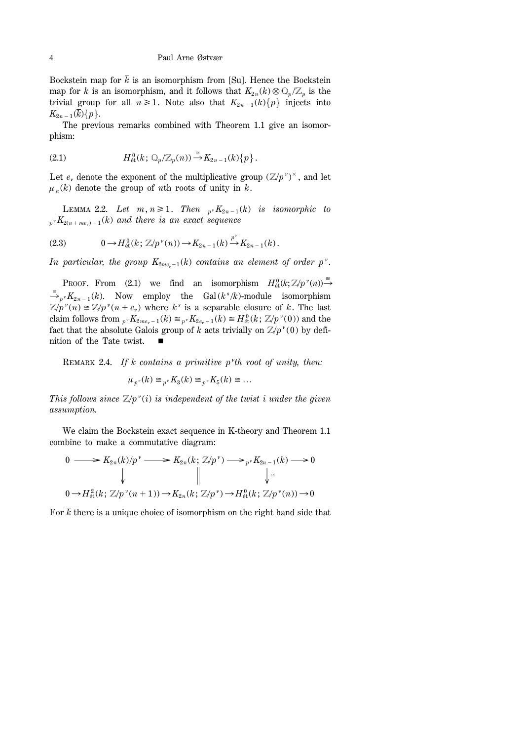Bockstein map for $\overline{k}$ is an isomorphism from [Su]. Hence the Bockstein map for $k$ is an isomorphism, and it follows that $K_{2n}(k)\otimes\mathbb{Q}_p/\mathbb{Z}_p$ is the trivial group for all $n\geqslant 1$. Note also that $K_{2n-1}(k)\{p\}$ injects into $K_{2n-1}(\overline{k})\{p\}$.

The previous remarks combined with Theorem 1.1 give an isomorphism:

$$H^0_{\text{ét}}(k;\,\mathbb{Q}_p/\mathbb{Z}_p(n))\xrightarrow{\cong}K_{2n-1}(k)\{p\}\,. \tag{2.1}$$

Let $e_\nu$ denote the exponent of the multiplicative group $(\mathbb{Z}/p^\nu)^\times$, and let $\mu_n(k)$ denote the group of $n$th roots of unity in $k$.

Lemma 2.2. *Let $m,n\geqslant 1$. Then ${}_{p^\nu}K_{2n-1}(k)$ is isomorphic to ${}_{p^\nu}K_{2(n+me_\nu)-1}(k)$ and there is an exact sequence*

$$0\rightarrow H^0_{\text{ét}}(k;\,\mathbb{Z}/p^\nu(n))\rightarrow K_{2n-1}(k)\xrightarrow{p^\nu}K_{2n-1}(k)\,. \tag{2.3}$$

*In particular, the group $K_{2me_\nu-1}(k)$ contains an element of order $p^\nu$.*

Proof. From (2.1) we find an isomorphism $H^0_{\text{ét}}(k;\mathbb{Z}/p^\nu(n))\xrightarrow{\cong}{}_{p^\nu}K_{2n-1}(k)$. Now employ the $\mathrm{Gal}(k^s/k)$-module isomorphism $\mathbb{Z}/p^\nu(n)\cong\mathbb{Z}/p^\nu(n+e_\nu)$ where $k^s$ is a separable closure of $k$. The last claim follows from ${}_{p^\nu}K_{2me_\nu-1}(k)\cong{}_{p^\nu}K_{2e_\nu-1}(k)\cong H^0_{\text{ét}}(k;\,\mathbb{Z}/p^\nu(0))$ and the fact that the absolute Galois group of $k$ acts trivially on $\mathbb{Z}/p^\nu(0)$ by definition of the Tate twist. ∎

Remark 2.4. *If $k$ contains a primitive $p^\nu$th root of unity, then:*

$$\mu_{p^\nu}(k)\cong{}_{p^\nu}K_3(k)\cong{}_{p^\nu}K_5(k)\cong\dots$$

*This follows since $\mathbb{Z}/p^\nu(i)$ is independent of the twist $i$ under the given assumption.*

We claim the Bockstein exact sequence in K-theory and Theorem 1.1 combine to make a commutative diagram:

$$\begin{array}{ccccccccc}
0 & \longrightarrow & K_{2n}(k)/p^\nu & \longrightarrow & K_{2n}(k;\,\mathbb{Z}/p^\nu) & \longrightarrow & {}_{p^\nu}K_{2n-1}(k) & \longrightarrow & 0\\
 & & \downarrow & & \| & & \downarrow\cong & & \\
0 & \rightarrow & H^2_{\text{ét}}(k;\,\mathbb{Z}/p^\nu(n+1)) & \rightarrow & K_{2n}(k;\,\mathbb{Z}/p^\nu) & \rightarrow & H^0_{\text{ét}}(k;\,\mathbb{Z}/p^\nu(n)) & \rightarrow & 0
\end{array}$$

For $\overline{k}$ there is a unique choice of isomorphism on the right hand side that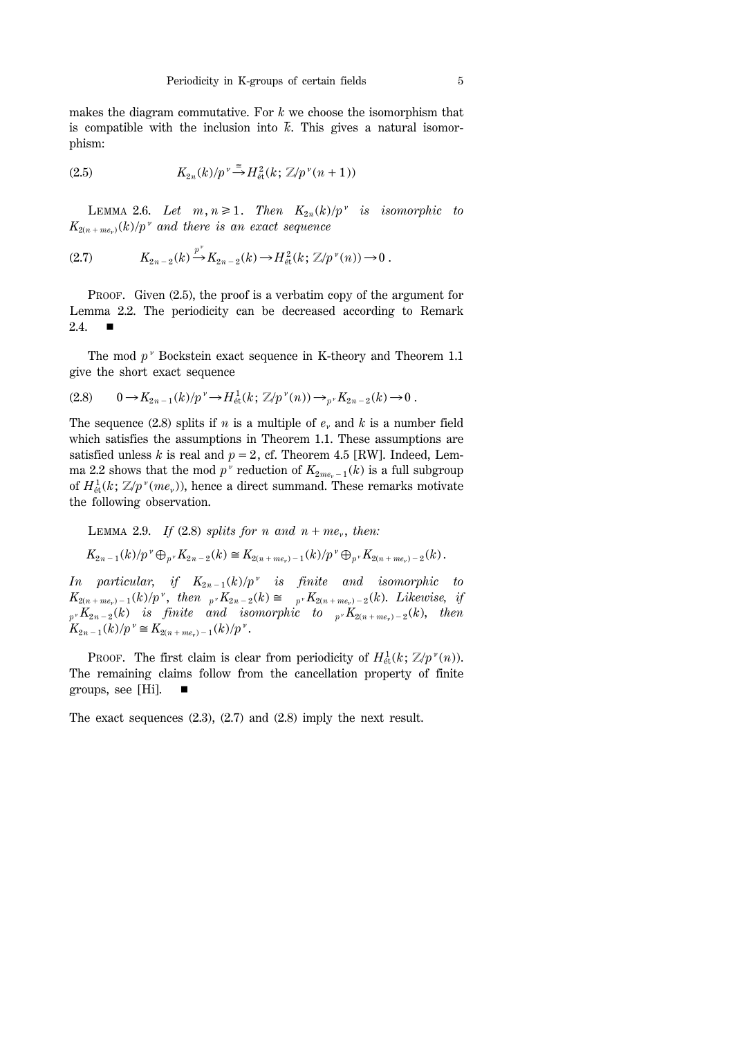makes the diagram commutative. For $k$ we choose the isomorphism that is compatible with the inclusion into $\bar{k}$. This gives a natural isomorphism:

$$K_{2n}(k)/p^{\nu} \xrightarrow{\cong} H^2_{\text{ét}}(k; \mathbb{Z}/p^{\nu}(n+1)) \tag{2.5}$$

LEMMA 2.6. *Let $m, n \geqslant 1$. Then $K_{2n}(k)/p^{\nu}$ is isomorphic to $K_{2(n+me_{\nu})}(k)/p^{\nu}$ and there is an exact sequence*

$$K_{2n-2}(k) \xrightarrow{p^{\nu}} K_{2n-2}(k) \to H^2_{\text{ét}}(k; \mathbb{Z}/p^{\nu}(n)) \to 0\,. \tag{2.7}$$

PROOF. Given (2.5), the proof is a verbatim copy of the argument for Lemma 2.2. The periodicity can be decreased according to Remark 2.4. ∎

The mod $p^{\nu}$ Bockstein exact sequence in K-theory and Theorem 1.1 give the short exact sequence

$$0 \to K_{2n-1}(k)/p^{\nu} \to H^1_{\text{ét}}(k; \mathbb{Z}/p^{\nu}(n)) \to {}_{p^{\nu}}K_{2n-2}(k) \to 0\,. \tag{2.8}$$

The sequence (2.8) splits if $n$ is a multiple of $e_{\nu}$ and $k$ is a number field which satisfies the assumptions in Theorem 1.1. These assumptions are satisfied unless $k$ is real and $p = 2$, cf. Theorem 4.5 [RW]. Indeed, Lemma 2.2 shows that the mod $p^{\nu}$ reduction of $K_{2me_{\nu}-1}(k)$ is a full subgroup of $H^1_{\text{ét}}(k; \mathbb{Z}/p^{\nu}(me_{\nu}))$, hence a direct summand. These remarks motivate the following observation.

LEMMA 2.9. *If (2.8) splits for $n$ and $n + me_{\nu}$, then:*

$$K_{2n-1}(k)/p^{\nu} \oplus {}_{p^{\nu}}K_{2n-2}(k) \cong K_{2(n+me_{\nu})-1}(k)/p^{\nu} \oplus {}_{p^{\nu}}K_{2(n+me_{\nu})-2}(k)\,.$$

*In particular, if $K_{2n-1}(k)/p^{\nu}$ is finite and isomorphic to $K_{2(n+me_{\nu})-1}(k)/p^{\nu}$, then ${}_{p^{\nu}}K_{2n-2}(k) \cong {}_{p^{\nu}}K_{2(n+me_{\nu})-2}(k)$. Likewise, if ${}_{p^{\nu}}K_{2n-2}(k)$ is finite and isomorphic to ${}_{p^{\nu}}K_{2(n+me_{\nu})-2}(k)$, then $K_{2n-1}(k)/p^{\nu} \cong K_{2(n+me_{\nu})-1}(k)/p^{\nu}$.*

PROOF. The first claim is clear from periodicity of $H^1_{\text{ét}}(k; \mathbb{Z}/p^{\nu}(n))$. The remaining claims follow from the cancellation property of finite groups, see [Hi]. ∎

The exact sequences (2.3), (2.7) and (2.8) imply the next result.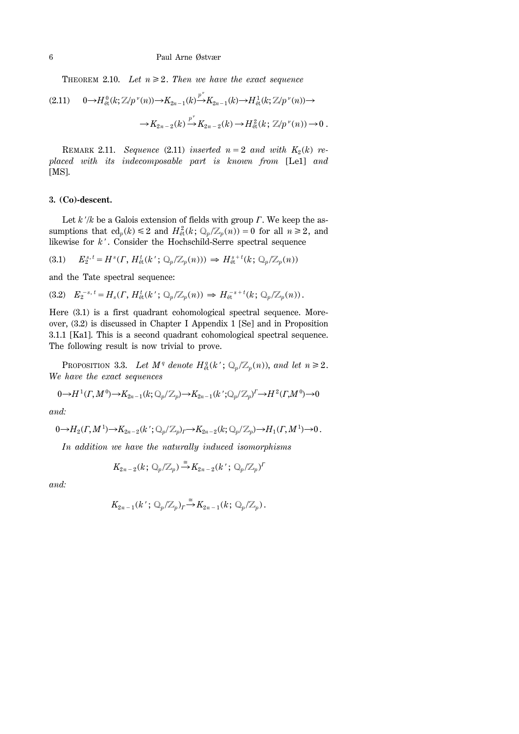**Theorem 2.10.** *Let $n \geqslant 2$. Then we have the exact sequence*

$$(2.11) \quad 0 \to H^0_{\text{ét}}(k; \mathbb{Z}/p^\nu(n)) \to K_{2n-1}(k) \xrightarrow{p^\nu} K_{2n-1}(k) \to H^1_{\text{ét}}(k; \mathbb{Z}/p^\nu(n)) \to$$
$$\to K_{2n-2}(k) \xrightarrow{p^\nu} K_{2n-2}(k) \to H^2_{\text{ét}}(k; \mathbb{Z}/p^\nu(n)) \to 0 .$$

**Remark 2.11.** *Sequence* (2.11) *inserted $n = 2$ and with $K_2(k)$ replaced with its indecomposable part is known from* [Le1] *and* [MS].

### 3. (Co)-descent.

Let $k'/k$ be a Galois extension of fields with group $\Gamma$. We keep the assumptions that $\text{cd}_p(k) \leqslant 2$ and $H^2_{\text{ét}}(k; \mathbb{Q}_p/\mathbb{Z}_p(n)) = 0$ for all $n \geqslant 2$, and likewise for $k'$. Consider the Hochschild-Serre spectral sequence

$$(3.1) \quad E_2^{s,t} = H^s(\Gamma, H^t_{\text{ét}}(k'; \mathbb{Q}_p/\mathbb{Z}_p(n))) \Rightarrow H^{s+t}_{\text{ét}}(k; \mathbb{Q}_p/\mathbb{Z}_p(n))$$

and the Tate spectral sequence:

$$(3.2) \quad E_2^{-s,t} = H_s(\Gamma, H^t_{\text{ét}}(k'; \mathbb{Q}_p/\mathbb{Z}_p(n)) \Rightarrow H^{-s+t}_{\text{ét}}(k; \mathbb{Q}_p/\mathbb{Z}_p(n)) .$$

Here (3.1) is a first quadrant cohomological spectral sequence. Moreover, (3.2) is discussed in Chapter I Appendix 1 [Se] and in Proposition 3.1.1 [Ka1]. This is a second quadrant cohomological spectral sequence. The following result is now trivial to prove.

**Proposition 3.3.** *Let $M^q$ denote $H^q_{\text{ét}}(k'; \mathbb{Q}_p/\mathbb{Z}_p(n))$, and let $n \geqslant 2$. We have the exact sequences*

$$0 \to H^1(\Gamma, M^0) \to K_{2n-1}(k; \mathbb{Q}_p/\mathbb{Z}_p) \to K_{2n-1}(k'; \mathbb{Q}_p/\mathbb{Z}_p)^\Gamma \to H^2(\Gamma, M^0) \to 0$$

*and:*

$$0 \to H_2(\Gamma, M^1) \to K_{2n-2}(k'; \mathbb{Q}_p/\mathbb{Z}_p)_\Gamma \to K_{2n-2}(k; \mathbb{Q}_p/\mathbb{Z}_p) \to H_1(\Gamma, M^1) \to 0 .$$

*In addition we have the naturally induced isomorphisms*

$$K_{2n-2}(k; \mathbb{Q}_p/\mathbb{Z}_p) \xrightarrow{\cong} K_{2n-2}(k'; \mathbb{Q}_p/\mathbb{Z}_p)^\Gamma$$

*and:*

$$K_{2n-1}(k'; \mathbb{Q}_p/\mathbb{Z}_p)_\Gamma \xrightarrow{\cong} K_{2n-1}(k; \mathbb{Q}_p/\mathbb{Z}_p) .$$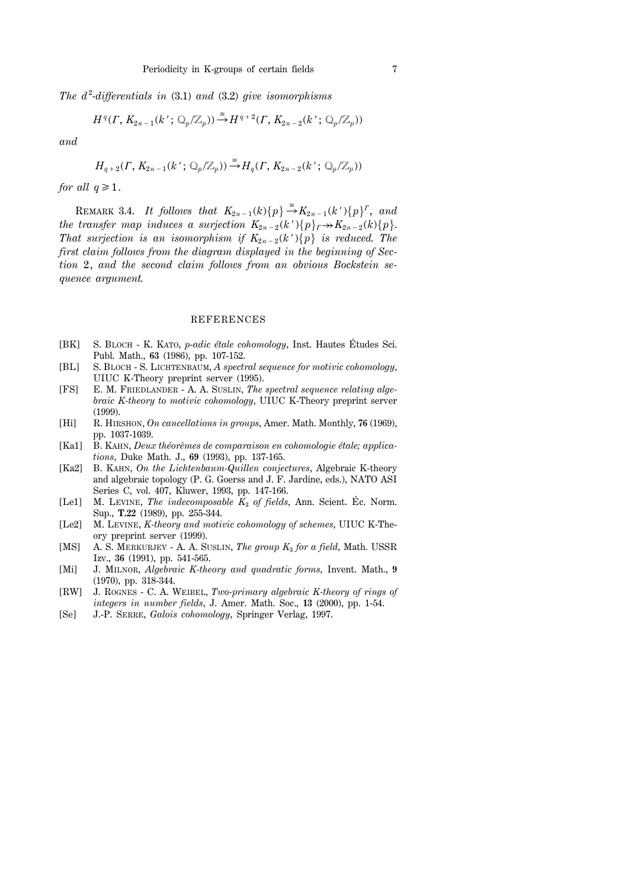*The $d^2$-differentials in* (3.1) *and* (3.2) *give isomorphisms*

$$H^q(\Gamma, K_{2n-1}(k'; \mathbb{Q}_p/\mathbb{Z}_p)) \xrightarrow{\cong} H^{q+2}(\Gamma, K_{2n-2}(k'; \mathbb{Q}_p/\mathbb{Z}_p))$$

*and*

$$H_{q+2}(\Gamma, K_{2n-1}(k'; \mathbb{Q}_p/\mathbb{Z}_p)) \xrightarrow{\cong} H_q(\Gamma, K_{2n-2}(k'; \mathbb{Q}_p/\mathbb{Z}_p))$$

*for all* $q \geq 1$.

REMARK 3.4. *It follows that* $K_{2n-1}(k)\{p\} \xrightarrow{\cong} K_{2n-1}(k')\{p\}^{\Gamma}$, *and the transfer map induces a surjection* $K_{2n-2}(k')\{p\}_{\Gamma} \twoheadrightarrow K_{2n-2}(k)\{p\}$. *That surjection is an isomorphism if* $K_{2n-2}(k')\{p\}$ *is reduced. The first claim follows from the diagram displayed in the beginning of Section* 2, *and the second claim follows from an obvious Bockstein sequence argument.*

## REFERENCES

- [BK] S. BLOCH - K. KATO, *p-adic étale cohomology*, Inst. Hautes Études Sci. Publ. Math., **63** (1986), pp. 107-152.
- [BL] S. BLOCH - S. LICHTENBAUM, *A spectral sequence for motivic cohomology*, UIUC K-Theory preprint server (1995).
- [FS] E. M. FRIEDLANDER - A. A. SUSLIN, *The spectral sequence relating algebraic K-theory to motivic cohomology*, UIUC K-Theory preprint server (1999).
- [Hi] R. HIRSHON, *On cancellations in groups*, Amer. Math. Monthly, **76** (1969), pp. 1037-1039.
- [Ka1] B. KAHN, *Deux théorèmes de comparaison en cohomologie étale; applications*, Duke Math. J., **69** (1993), pp. 137-165.
- [Ka2] B. KAHN, *On the Lichtenbaum-Quillen conjectures*, Algebraic K-theory and algebraic topology (P. G. Goerss and J. F. Jardine, eds.), NATO ASI Series C, vol. 407, Kluwer, 1993, pp. 147-166.
- [Le1] M. LEVINE, *The indecomposable $K_3$ of fields*, Ann. Scient. Éc. Norm. Sup., **T.22** (1989), pp. 255-344.
- [Le2] M. LEVINE, *K-theory and motivic cohomology of schemes*, UIUC K-Theory preprint server (1999).
- [MS] A. S. MERKURJEV - A. A. SUSLIN, *The group $K_3$ for a field*, Math. USSR Izv., **36** (1991), pp. 541-565.
- [Mi] J. MILNOR, *Algebraic K-theory and quadratic forms*, Invent. Math., **9** (1970), pp. 318-344.
- [RW] J. ROGNES - C. A. WEIBEL, *Two-primary algebraic K-theory of rings of integers in number fields*, J. Amer. Math. Soc., **13** (2000), pp. 1-54.
- [Se] J.-P. SERRE, *Galois cohomology*, Springer Verlag, 1997.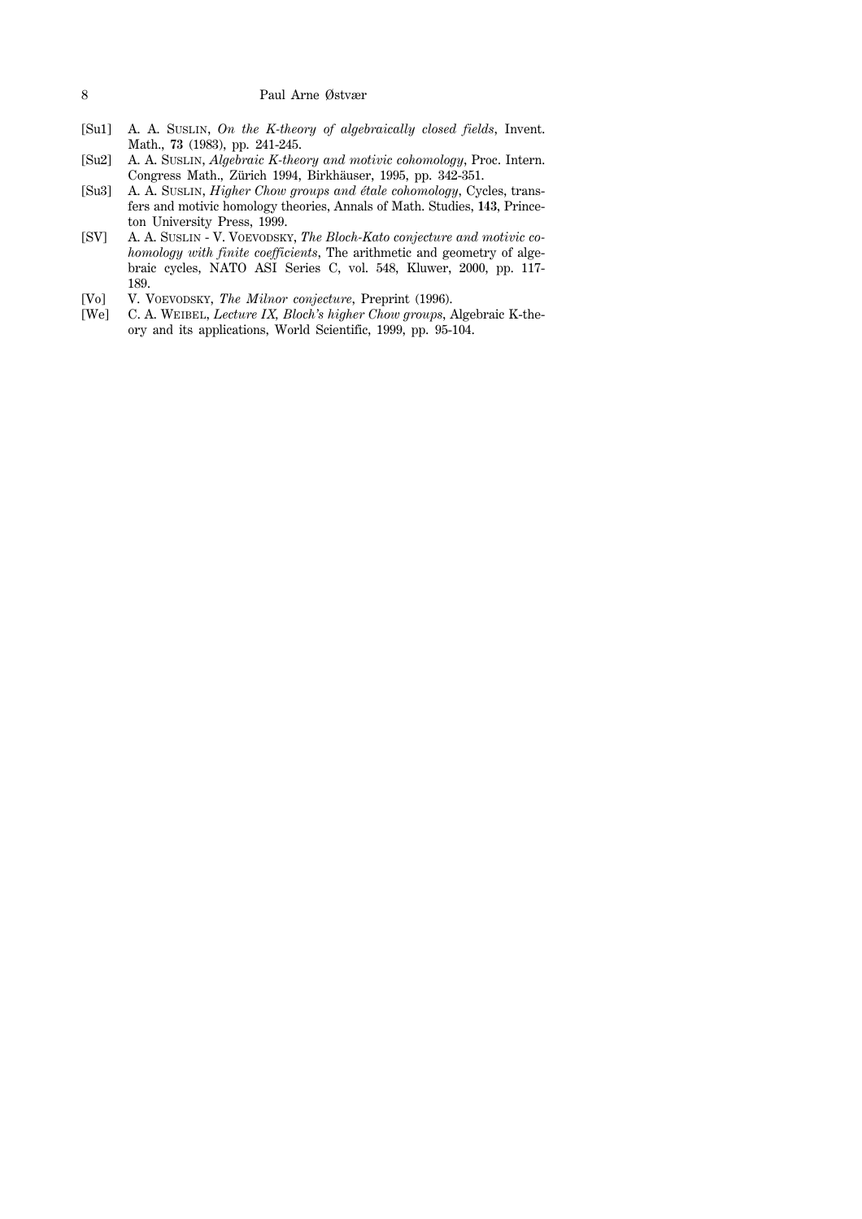- [Su1] A. A. Suslin, *On the K-theory of algebraically closed fields*, Invent. Math., **73** (1983), pp. 241-245.
- [Su2] A. A. Suslin, *Algebraic K-theory and motivic cohomology*, Proc. Intern. Congress Math., Zürich 1994, Birkhäuser, 1995, pp. 342-351.
- [Su3] A. A. Suslin, *Higher Chow groups and étale cohomology*, Cycles, transfers and motivic homology theories, Annals of Math. Studies, **143**, Princeton University Press, 1999.
- [SV] A. A. Suslin - V. Voevodsky, *The Bloch-Kato conjecture and motivic cohomology with finite coefficients*, The arithmetic and geometry of algebraic cycles, NATO ASI Series C, vol. 548, Kluwer, 2000, pp. 117-189.
- [Vo] V. Voevodsky, *The Milnor conjecture*, Preprint (1996).
- [We] C. A. Weibel, *Lecture IX, Bloch's higher Chow groups*, Algebraic K-theory and its applications, World Scientific, 1999, pp. 95-104.